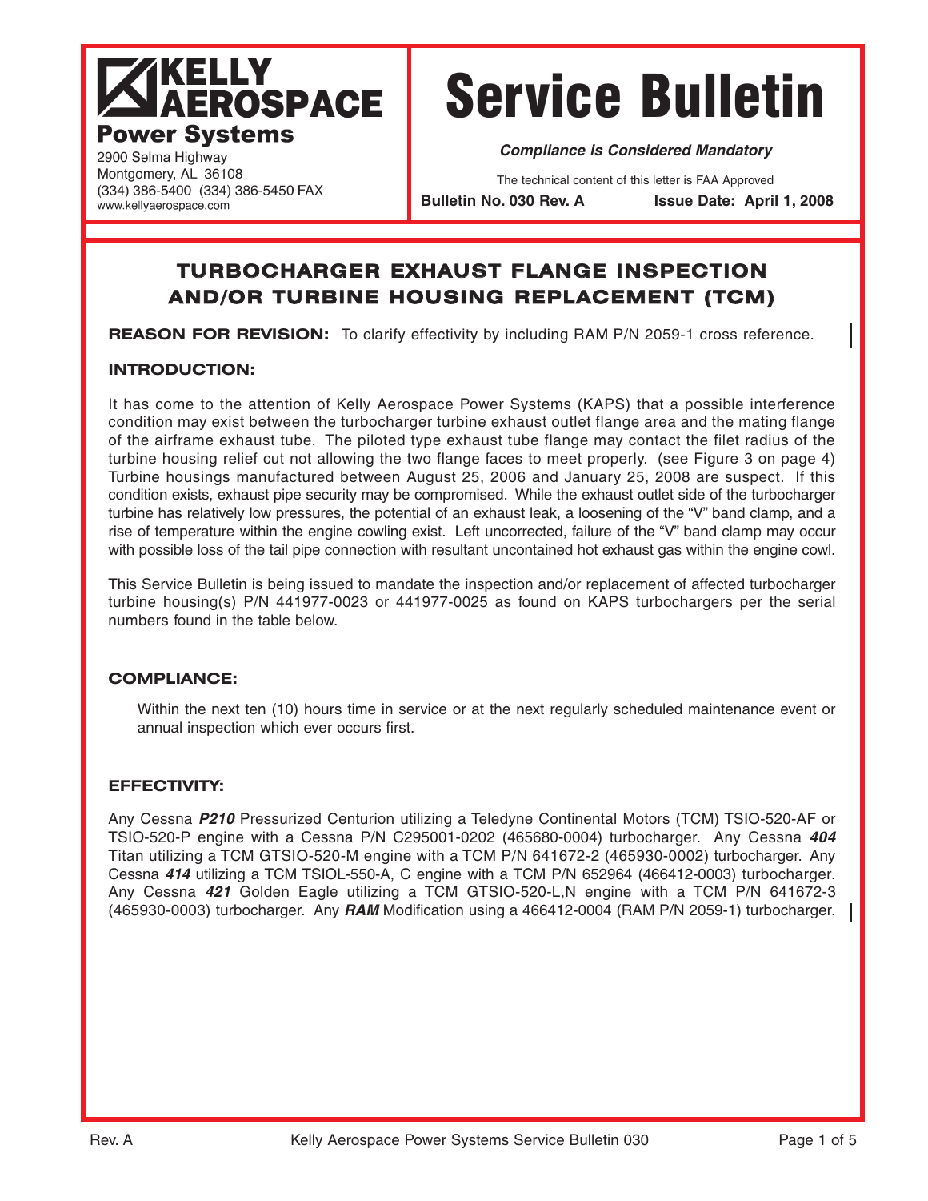**KELLY AEROSPACE**
**Power Systems**
2900 Selma Highway
Montgomery, AL 36108
(334) 386-5400 (334) 386-5450 FAX
www.kellyaerospace.com

# Service Bulletin

***Compliance is Considered Mandatory***

The technical content of this letter is FAA Approved

**Bulletin No. 030 Rev. A** **Issue Date: April 1, 2008**

## TURBOCHARGER EXHAUST FLANGE INSPECTION AND/OR TURBINE HOUSING REPLACEMENT (TCM)

**REASON FOR REVISION:** To clarify effectivity by including RAM P/N 2059-1 cross reference.

### INTRODUCTION:

It has come to the attention of Kelly Aerospace Power Systems (KAPS) that a possible interference condition may exist between the turbocharger turbine exhaust outlet flange area and the mating flange of the airframe exhaust tube. The piloted type exhaust tube flange may contact the filet radius of the turbine housing relief cut not allowing the two flange faces to meet properly. (see Figure 3 on page 4) Turbine housings manufactured between August 25, 2006 and January 25, 2008 are suspect. If this condition exists, exhaust pipe security may be compromised. While the exhaust outlet side of the turbocharger turbine has relatively low pressures, the potential of an exhaust leak, a loosening of the "V" band clamp, and a rise of temperature within the engine cowling exist. Left uncorrected, failure of the "V" band clamp may occur with possible loss of the tail pipe connection with resultant uncontained hot exhaust gas within the engine cowl.

This Service Bulletin is being issued to mandate the inspection and/or replacement of affected turbocharger turbine housing(s) P/N 441977-0023 or 441977-0025 as found on KAPS turbochargers per the serial numbers found in the table below.

### COMPLIANCE:

Within the next ten (10) hours time in service or at the next regularly scheduled maintenance event or annual inspection which ever occurs first.

### EFFECTIVITY:

Any Cessna ***P210*** Pressurized Centurion utilizing a Teledyne Continental Motors (TCM) TSIO-520-AF or TSIO-520-P engine with a Cessna P/N C295001-0202 (465680-0004) turbocharger. Any Cessna ***404*** Titan utilizing a TCM GTSIO-520-M engine with a TCM P/N 641672-2 (465930-0002) turbocharger. Any Cessna ***414*** utilizing a TCM TSIOL-550-A, C engine with a TCM P/N 652964 (466412-0003) turbocharger. Any Cessna ***421*** Golden Eagle utilizing a TCM GTSIO-520-L,N engine with a TCM P/N 641672-3 (465930-0003) turbocharger. Any ***RAM*** Modification using a 466412-0004 (RAM P/N 2059-1) turbocharger.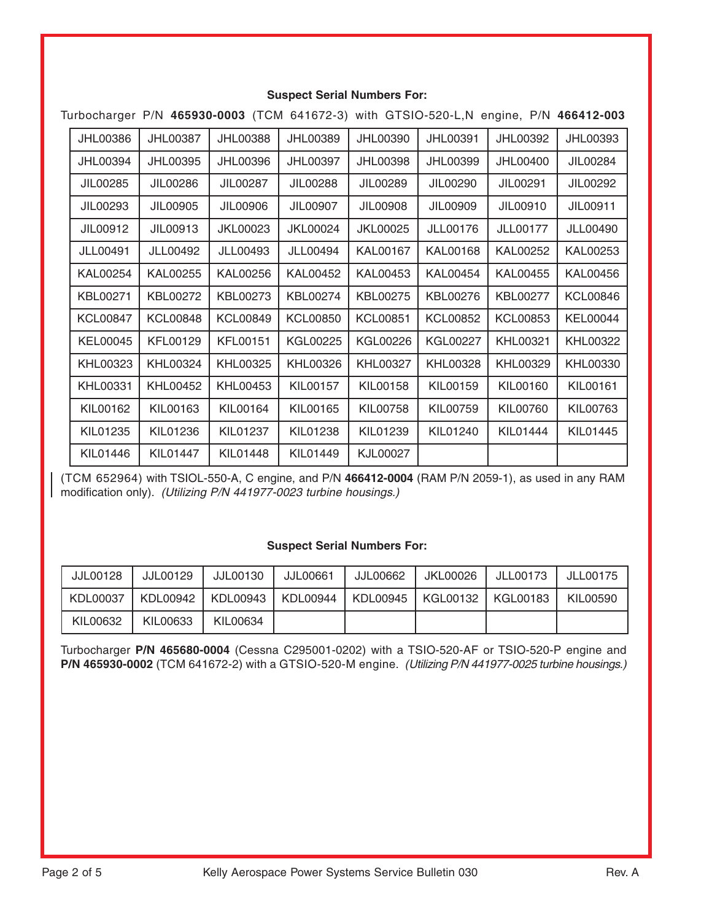**Suspect Serial Numbers For:**

Turbocharger P/N **465930-0003** (TCM 641672-3) with GTSIO-520-L,N engine, P/N **466412-003**

| | | | | | | | |
|---|---|---|---|---|---|---|---|
| JHL00386 | JHL00387 | JHL00388 | JHL00389 | JHL00390 | JHL00391 | JHL00392 | JHL00393 |
| JHL00394 | JHL00395 | JHL00396 | JHL00397 | JHL00398 | JHL00399 | JHL00400 | JIL00284 |
| JIL00285 | JIL00286 | JIL00287 | JIL00288 | JIL00289 | JIL00290 | JIL00291 | JIL00292 |
| JIL00293 | JIL00905 | JIL00906 | JIL00907 | JIL00908 | JIL00909 | JIL00910 | JIL00911 |
| JIL00912 | JIL00913 | JKL00023 | JKL00024 | JKL00025 | JLL00176 | JLL00177 | JLL00490 |
| JLL00491 | JLL00492 | JLL00493 | JLL00494 | KAL00167 | KAL00168 | KAL00252 | KAL00253 |
| KAL00254 | KAL00255 | KAL00256 | KAL00452 | KAL00453 | KAL00454 | KAL00455 | KAL00456 |
| KBL00271 | KBL00272 | KBL00273 | KBL00274 | KBL00275 | KBL00276 | KBL00277 | KCL00846 |
| KCL00847 | KCL00848 | KCL00849 | KCL00850 | KCL00851 | KCL00852 | KCL00853 | KEL00044 |
| KEL00045 | KFL00129 | KFL00151 | KGL00225 | KGL00226 | KGL00227 | KHL00321 | KHL00322 |
| KHL00323 | KHL00324 | KHL00325 | KHL00326 | KHL00327 | KHL00328 | KHL00329 | KHL00330 |
| KHL00331 | KHL00452 | KHL00453 | KIL00157 | KIL00158 | KIL00159 | KIL00160 | KIL00161 |
| KIL00162 | KIL00163 | KIL00164 | KIL00165 | KIL00758 | KIL00759 | KIL00760 | KIL00763 |
| KIL01235 | KIL01236 | KIL01237 | KIL01238 | KIL01239 | KIL01240 | KIL01444 | KIL01445 |
| KIL01446 | KIL01447 | KIL01448 | KIL01449 | KJL00027 | | | |

(TCM 652964) with TSIOL-550-A, C engine, and P/N **466412-0004** (RAM P/N 2059-1), as used in any RAM modification only). *(Utilizing P/N 441977-0023 turbine housings.)*

**Suspect Serial Numbers For:**

| | | | | | | | |
|---|---|---|---|---|---|---|---|
| JJL00128 | JJL00129 | JJL00130 | JJL00661 | JJL00662 | JKL00026 | JLL00173 | JLL00175 |
| KDL00037 | KDL00942 | KDL00943 | KDL00944 | KDL00945 | KGL00132 | KGL00183 | KIL00590 |
| KIL00632 | KIL00633 | KIL00634 | | | | | |

Turbocharger **P/N 465680-0004** (Cessna C295001-0202) with a TSIO-520-AF or TSIO-520-P engine and **P/N 465930-0002** (TCM 641672-2) with a GTSIO-520-M engine. *(Utilizing P/N 441977-0025 turbine housings.)*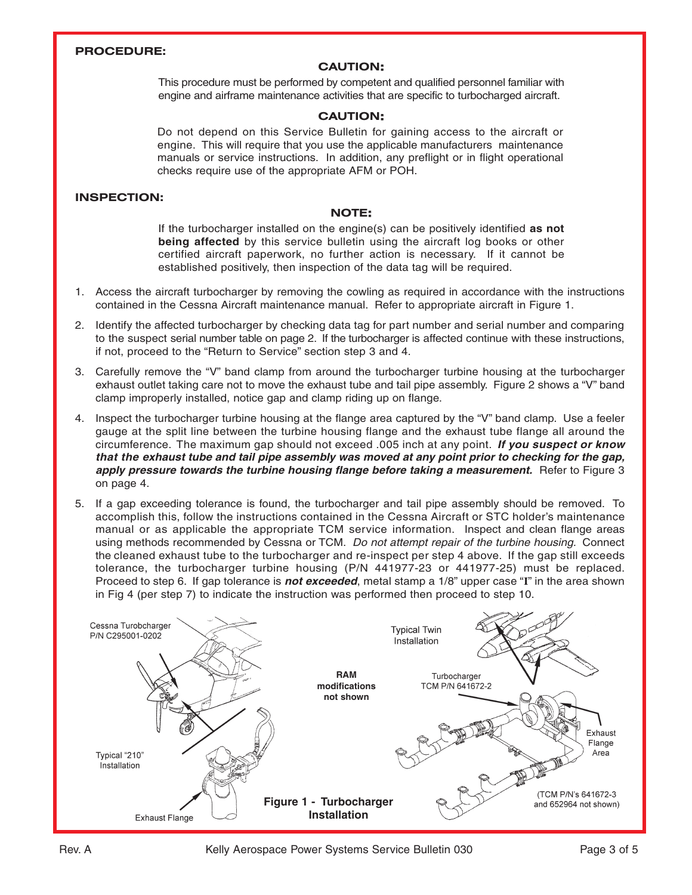## PROCEDURE:

### CAUTION:

This procedure must be performed by competent and qualified personnel familiar with engine and airframe maintenance activities that are specific to turbocharged aircraft.

### CAUTION:

Do not depend on this Service Bulletin for gaining access to the aircraft or engine. This will require that you use the applicable manufacturers maintenance manuals or service instructions. In addition, any preflight or in flight operational checks require use of the appropriate AFM or POH.

## INSPECTION:

### NOTE:

If the turbocharger installed on the engine(s) can be positively identified **as not being affected** by this service bulletin using the aircraft log books or other certified aircraft paperwork, no further action is necessary. If it cannot be established positively, then inspection of the data tag will be required.

1. Access the aircraft turbocharger by removing the cowling as required in accordance with the instructions contained in the Cessna Aircraft maintenance manual. Refer to appropriate aircraft in Figure 1.
2. Identify the affected turbocharger by checking data tag for part number and serial number and comparing to the suspect serial number table on page 2. If the turbocharger is affected continue with these instructions, if not, proceed to the "Return to Service" section step 3 and 4.
3. Carefully remove the "V" band clamp from around the turbocharger turbine housing at the turbocharger exhaust outlet taking care not to move the exhaust tube and tail pipe assembly. Figure 2 shows a "V" band clamp improperly installed, notice gap and clamp riding up on flange.
4. Inspect the turbocharger turbine housing at the flange area captured by the "V" band clamp. Use a feeler gauge at the split line between the turbine housing flange and the exhaust tube flange all around the circumference. The maximum gap should not exceed .005 inch at any point. ***If you suspect or know that the exhaust tube and tail pipe assembly was moved at any point prior to checking for the gap, apply pressure towards the turbine housing flange before taking a measurement.*** Refer to Figure 3 on page 4.
5. If a gap exceeding tolerance is found, the turbocharger and tail pipe assembly should be removed. To accomplish this, follow the instructions contained in the Cessna Aircraft or STC holder's maintenance manual or as applicable the appropriate TCM service information. Inspect and clean flange areas using methods recommended by Cessna or TCM. *Do not attempt repair of the turbine housing.* Connect the cleaned exhaust tube to the turbocharger and re-inspect per step 4 above. If the gap still exceeds tolerance, the turbocharger turbine housing (P/N 441977-23 or 441977-25) must be replaced. Proceed to step 6. If gap tolerance is ***not exceeded***, metal stamp a 1/8" upper case "I" in the area shown in Fig 4 (per step 7) to indicate the instruction was performed then proceed to step 10.

Cessna Turobcharger P/N C295001-0202

Typical "210" Installation

Exhaust Flange

**RAM modifications not shown**

Typical Twin Installation

Turbocharger TCM P/N 641672-2

Exhaust Flange Area

(TCM P/N's 641672-3 and 652964 not shown)

**Figure 1 - Turbocharger Installation**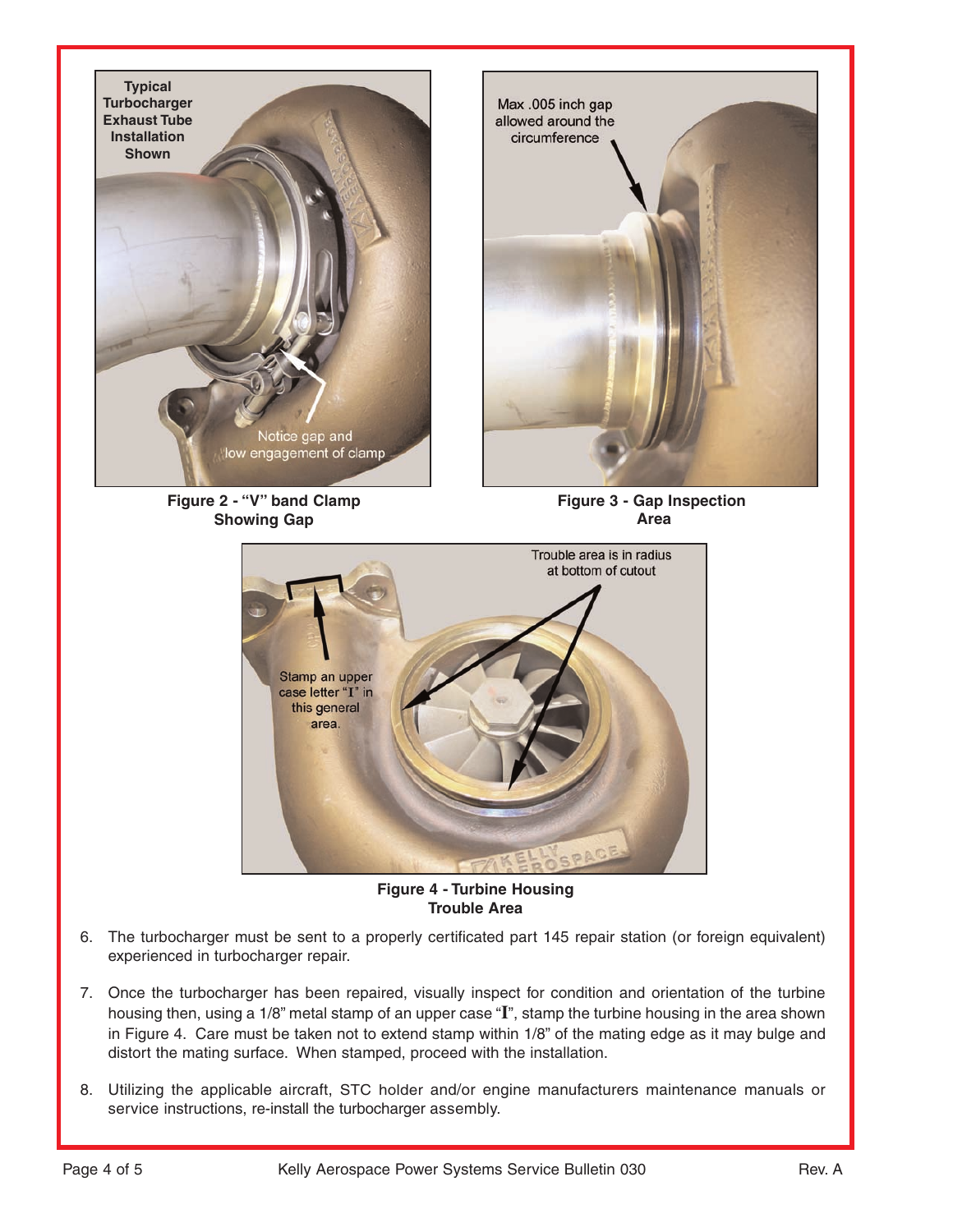Figure 2 - "V" band Clamp Showing Gap

Figure 3 - Gap Inspection Area

Figure 4 - Turbine Housing Trouble Area

6. The turbocharger must be sent to a properly certificated part 145 repair station (or foreign equivalent) experienced in turbocharger repair.

7. Once the turbocharger has been repaired, visually inspect for condition and orientation of the turbine housing then, using a 1/8" metal stamp of an upper case "I", stamp the turbine housing in the area shown in Figure 4. Care must be taken not to extend stamp within 1/8" of the mating edge as it may bulge and distort the mating surface. When stamped, proceed with the installation.

8. Utilizing the applicable aircraft, STC holder and/or engine manufacturers maintenance manuals or service instructions, re-install the turbocharger assembly.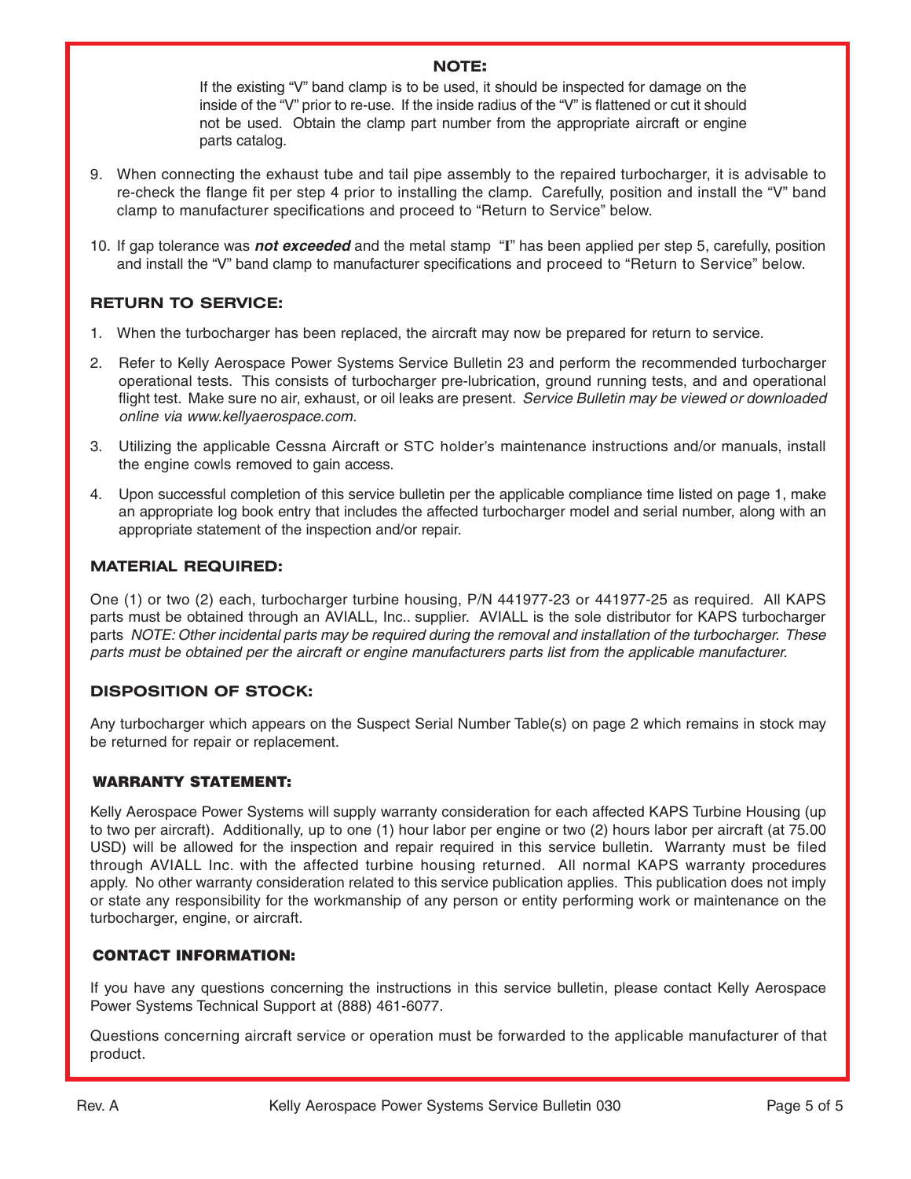**NOTE:**

If the existing "V" band clamp is to be used, it should be inspected for damage on the inside of the "V" prior to re-use. If the inside radius of the "V" is flattened or cut it should not be used. Obtain the clamp part number from the appropriate aircraft or engine parts catalog.

9. When connecting the exhaust tube and tail pipe assembly to the repaired turbocharger, it is advisable to re-check the flange fit per step 4 prior to installing the clamp. Carefully, position and install the "V" band clamp to manufacturer specifications and proceed to "Return to Service" below.

10. If gap tolerance was ***not exceeded*** and the metal stamp "I" has been applied per step 5, carefully, position and install the "V" band clamp to manufacturer specifications and proceed to "Return to Service" below.

## RETURN TO SERVICE:

1. When the turbocharger has been replaced, the aircraft may now be prepared for return to service.

2. Refer to Kelly Aerospace Power Systems Service Bulletin 23 and perform the recommended turbocharger operational tests. This consists of turbocharger pre-lubrication, ground running tests, and and operational flight test. Make sure no air, exhaust, or oil leaks are present. *Service Bulletin may be viewed or downloaded online via www.kellyaerospace.com.*

3. Utilizing the applicable Cessna Aircraft or STC holder's maintenance instructions and/or manuals, install the engine cowls removed to gain access.

4. Upon successful completion of this service bulletin per the applicable compliance time listed on page 1, make an appropriate log book entry that includes the affected turbocharger model and serial number, along with an appropriate statement of the inspection and/or repair.

## MATERIAL REQUIRED:

One (1) or two (2) each, turbocharger turbine housing, P/N 441977-23 or 441977-25 as required. All KAPS parts must be obtained through an AVIALL, Inc.. supplier. AVIALL is the sole distributor for KAPS turbocharger parts *NOTE: Other incidental parts may be required during the removal and installation of the turbocharger. These parts must be obtained per the aircraft or engine manufacturers parts list from the applicable manufacturer.*

## DISPOSITION OF STOCK:

Any turbocharger which appears on the Suspect Serial Number Table(s) on page 2 which remains in stock may be returned for repair or replacement.

## WARRANTY STATEMENT:

Kelly Aerospace Power Systems will supply warranty consideration for each affected KAPS Turbine Housing (up to two per aircraft). Additionally, up to one (1) hour labor per engine or two (2) hours labor per aircraft (at 75.00 USD) will be allowed for the inspection and repair required in this service bulletin. Warranty must be filed through AVIALL Inc. with the affected turbine housing returned. All normal KAPS warranty procedures apply. No other warranty consideration related to this service publication applies. This publication does not imply or state any responsibility for the workmanship of any person or entity performing work or maintenance on the turbocharger, engine, or aircraft.

## CONTACT INFORMATION:

If you have any questions concerning the instructions in this service bulletin, please contact Kelly Aerospace Power Systems Technical Support at (888) 461-6077.

Questions concerning aircraft service or operation must be forwarded to the applicable manufacturer of that product.